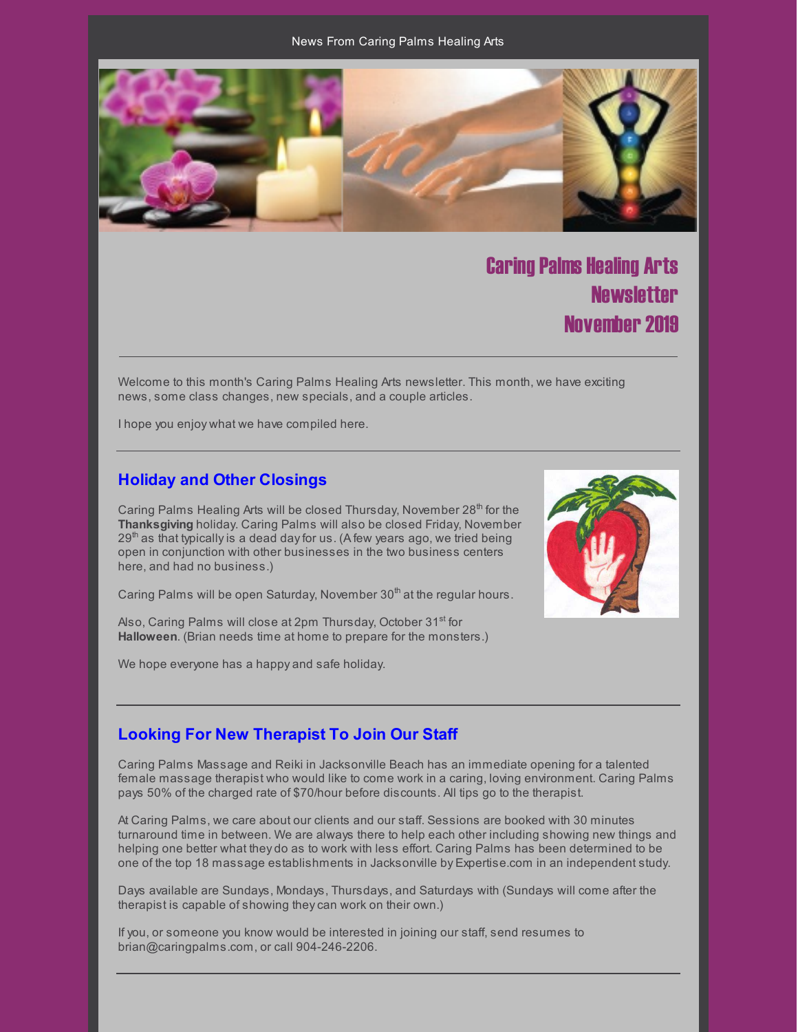News From Caring Palms Healing Arts

# Caring Palms Healing Arts Newsletter November 2019

Welcome to this month's Caring Palms Healing Arts newsletter. This month, we have exciting news, some class changes, new specials, and a couple articles.

I hope you enjoy what we have compiled here.

## Holiday and Other Closings

Caring Palms Healing Arts will be closed Thursday, November 28th for the **Thanksgiving** holiday. Caring Palms will also be closed Friday, November 29th as that typically is a dead day for us. (A few years ago, we tried being open in conjunction with other businesses in the two business centers here, and had no business.)

Caring Palms will be open Saturday, November 30th at the regular hours.

Also, Caring Palms will close at 2pm Thursday, October 31st for **Halloween**. (Brian needs time at home to prepare for the monsters.)

We hope everyone has a happy and safe holiday.

## Looking For New Therapist To Join Our Staff

Caring Palms Massage and Reiki in Jacksonville Beach has an immediate opening for a talented female massage therapist who would like to come work in a caring, loving environment. Caring Palms pays 50% of the charged rate of $70/hour before discounts. All tips go to the therapist.

At Caring Palms, we care about our clients and our staff. Sessions are booked with 30 minutes turnaround time in between. We are always there to help each other including showing new things and helping one better what they do as to work with less effort. Caring Palms has been determined to be one of the top 18 massage establishments in Jacksonville by Expertise.com in an independent study.

Days available are Sundays, Mondays, Thursdays, and Saturdays with (Sundays will come after the therapist is capable of showing they can work on their own.)

If you, or someone you know would be interested in joining our staff, send resumes to brian@caringpalms.com, or call 904-246-2206.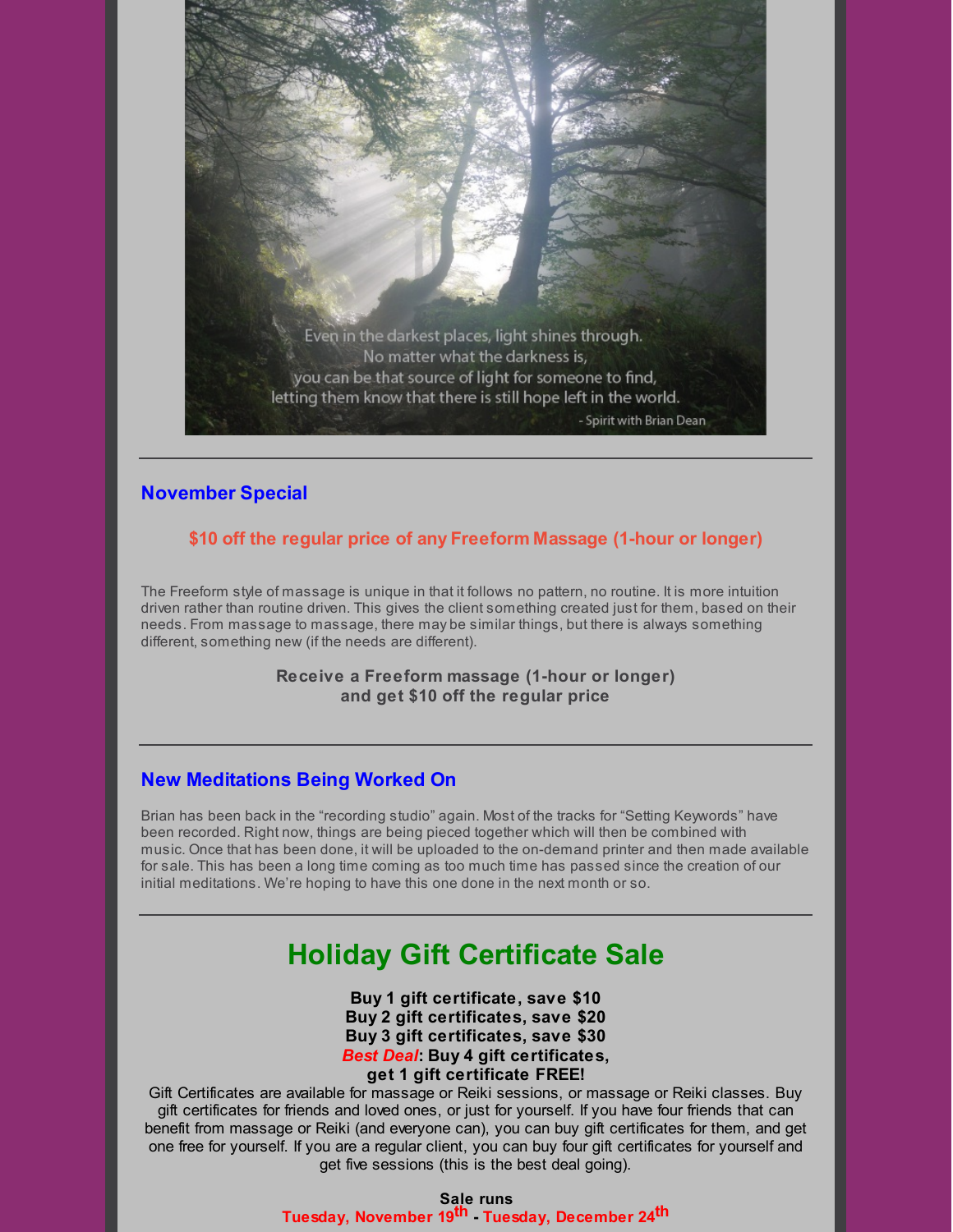Even in the darkest places, light shines through.
No matter what the darkness is,
you can be that source of light for someone to find,
letting them know that there is still hope left in the world.

- Spirit with Brian Dean

---

## November Special

**$10 off the regular price of any Freeform Massage (1-hour or longer)**

The Freeform style of massage is unique in that it follows no pattern, no routine. It is more intuition driven rather than routine driven. This gives the client something created just for them, based on their needs. From massage to massage, there may be similar things, but there is always something different, something new (if the needs are different).

**Receive a Freeform massage (1-hour or longer)**
**and get $10 off the regular price**

---

## New Meditations Being Worked On

Brian has been back in the "recording studio" again. Most of the tracks for "Setting Keywords" have been recorded. Right now, things are being pieced together which will then be combined with music. Once that has been done, it will be uploaded to the on-demand printer and then made available for sale. This has been a long time coming as too much time has passed since the creation of our initial meditations. We're hoping to have this one done in the next month or so.

---

# Holiday Gift Certificate Sale

**Buy 1 gift certificate, save $10**
**Buy 2 gift certificates, save $20**
**Buy 3 gift certificates, save $30**
***Best Deal*: Buy 4 gift certificates,**
**get 1 gift certificate FREE!**

Gift Certificates are available for massage or Reiki sessions, or massage or Reiki classes. Buy gift certificates for friends and loved ones, or just for yourself. If you have four friends that can benefit from massage or Reiki (and everyone can), you can buy gift certificates for them, and get one free for yourself. If you are a regular client, you can buy four gift certificates for yourself and get five sessions (this is the best deal going).

**Sale runs**
**Tuesday, November 19th - Tuesday, December 24th**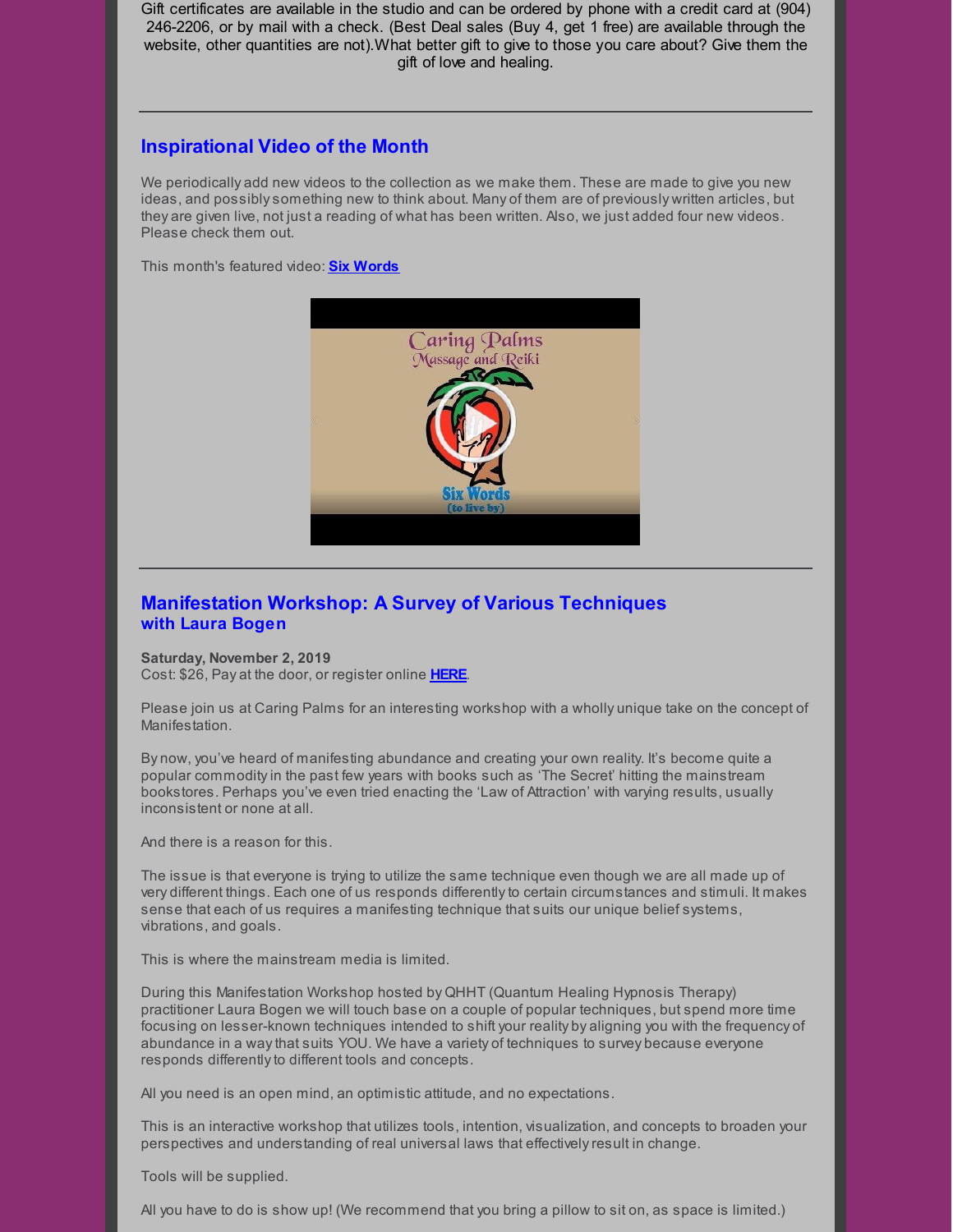Gift certificates are available in the studio and can be ordered by phone with a credit card at (904) 246-2206, or by mail with a check. (Best Deal sales (Buy 4, get 1 free) are available through the website, other quantities are not).What better gift to give to those you care about? Give them the gift of love and healing.

---

## Inspirational Video of the Month

We periodically add new videos to the collection as we make them. These are made to give you new ideas, and possibly something new to think about. Many of them are of previously written articles, but they are given live, not just a reading of what has been written. Also, we just added four new videos. Please check them out.

This month's featured video: **Six Words**

---

## Manifestation Workshop: A Survey of Various Techniques
### with Laura Bogen

**Saturday, November 2, 2019**
Cost: $26, Pay at the door, or register online **HERE**.

Please join us at Caring Palms for an interesting workshop with a wholly unique take on the concept of Manifestation.

By now, you've heard of manifesting abundance and creating your own reality. It's become quite a popular commodity in the past few years with books such as 'The Secret' hitting the mainstream bookstores. Perhaps you've even tried enacting the 'Law of Attraction' with varying results, usually inconsistent or none at all.

And there is a reason for this.

The issue is that everyone is trying to utilize the same technique even though we are all made up of very different things. Each one of us responds differently to certain circumstances and stimuli. It makes sense that each of us requires a manifesting technique that suits our unique belief systems, vibrations, and goals.

This is where the mainstream media is limited.

During this Manifestation Workshop hosted by QHHT (Quantum Healing Hypnosis Therapy) practitioner Laura Bogen we will touch base on a couple of popular techniques, but spend more time focusing on lesser-known techniques intended to shift your reality by aligning you with the frequency of abundance in a way that suits YOU. We have a variety of techniques to survey because everyone responds differently to different tools and concepts.

All you need is an open mind, an optimistic attitude, and no expectations.

This is an interactive workshop that utilizes tools, intention, visualization, and concepts to broaden your perspectives and understanding of real universal laws that effectively result in change.

Tools will be supplied.

All you have to do is show up! (We recommend that you bring a pillow to sit on, as space is limited.)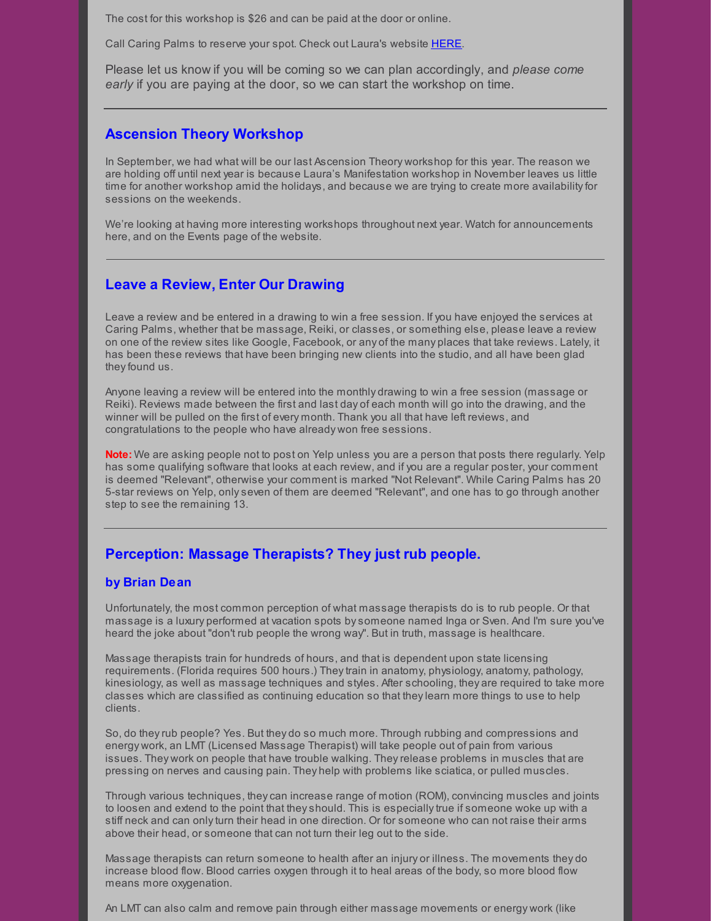The cost for this workshop is $26 and can be paid at the door or online.

Call Caring Palms to reserve your spot. Check out Laura's website HERE.

Please let us know if you will be coming so we can plan accordingly, and *please come early* if you are paying at the door, so we can start the workshop on time.

---

## Ascension Theory Workshop

In September, we had what will be our last Ascension Theory workshop for this year. The reason we are holding off until next year is because Laura's Manifestation workshop in November leaves us little time for another workshop amid the holidays, and because we are trying to create more availability for sessions on the weekends.

We're looking at having more interesting workshops throughout next year. Watch for announcements here, and on the Events page of the website.

---

## Leave a Review, Enter Our Drawing

Leave a review and be entered in a drawing to win a free session. If you have enjoyed the services at Caring Palms, whether that be massage, Reiki, or classes, or something else, please leave a review on one of the review sites like Google, Facebook, or any of the many places that take reviews. Lately, it has been these reviews that have been bringing new clients into the studio, and all have been glad they found us.

Anyone leaving a review will be entered into the monthly drawing to win a free session (massage or Reiki). Reviews made between the first and last day of each month will go into the drawing, and the winner will be pulled on the first of every month. Thank you all that have left reviews, and congratulations to the people who have already won free sessions.

**Note:** We are asking people not to post on Yelp unless you are a person that posts there regularly. Yelp has some qualifying software that looks at each review, and if you are a regular poster, your comment is deemed "Relevant", otherwise your comment is marked "Not Relevant". While Caring Palms has 20 5-star reviews on Yelp, only seven of them are deemed "Relevant", and one has to go through another step to see the remaining 13.

---

## Perception: Massage Therapists? They just rub people.

### by Brian Dean

Unfortunately, the most common perception of what massage therapists do is to rub people. Or that massage is a luxury performed at vacation spots by someone named Inga or Sven. And I'm sure you've heard the joke about "don't rub people the wrong way". But in truth, massage is healthcare.

Massage therapists train for hundreds of hours, and that is dependent upon state licensing requirements. (Florida requires 500 hours.) They train in anatomy, physiology, anatomy, pathology, kinesiology, as well as massage techniques and styles. After schooling, they are required to take more classes which are classified as continuing education so that they learn more things to use to help clients.

So, do they rub people? Yes. But they do so much more. Through rubbing and compressions and energy work, an LMT (Licensed Massage Therapist) will take people out of pain from various issues. They work on people that have trouble walking. They release problems in muscles that are pressing on nerves and causing pain. They help with problems like sciatica, or pulled muscles.

Through various techniques, they can increase range of motion (ROM), convincing muscles and joints to loosen and extend to the point that they should. This is especially true if someone woke up with a stiff neck and can only turn their head in one direction. Or for someone who can not raise their arms above their head, or someone that can not turn their leg out to the side.

Massage therapists can return someone to health after an injury or illness. The movements they do increase blood flow. Blood carries oxygen through it to heal areas of the body, so more blood flow means more oxygenation.

An LMT can also calm and remove pain through either massage movements or energy work (like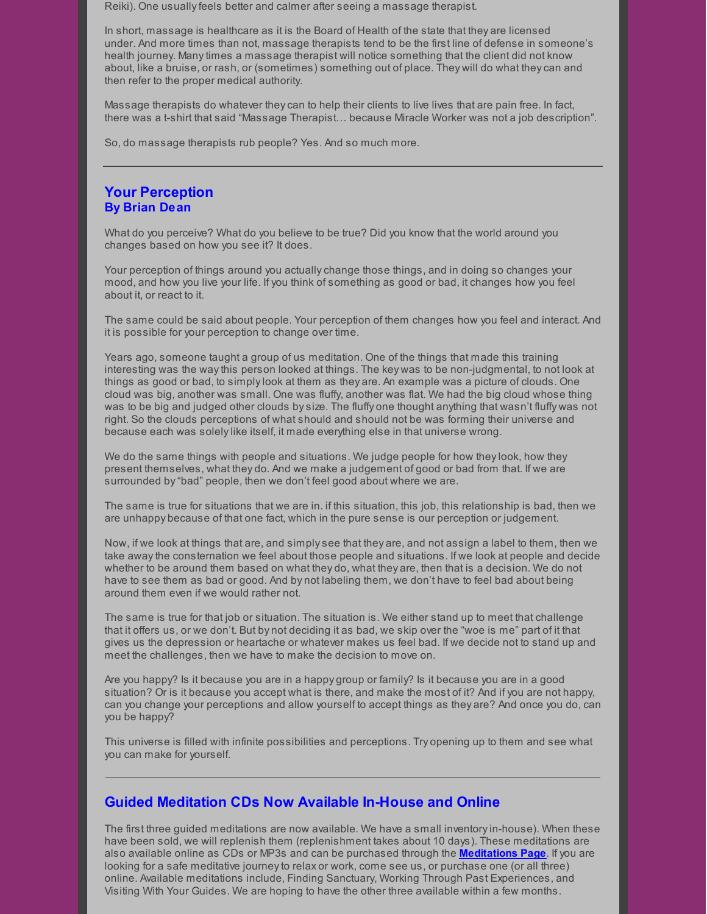Reiki). One usually feels better and calmer after seeing a massage therapist.

In short, massage is healthcare as it is the Board of Health of the state that they are licensed under. And more times than not, massage therapists tend to be the first line of defense in someone's health journey. Many times a massage therapist will notice something that the client did not know about, like a bruise, or rash, or (sometimes) something out of place. They will do what they can and then refer to the proper medical authority.

Massage therapists do whatever they can to help their clients to live lives that are pain free. In fact, there was a t-shirt that said "Massage Therapist… because Miracle Worker was not a job description".

So, do massage therapists rub people? Yes. And so much more.

---

## Your Perception
**By Brian Dean**

What do you perceive? What do you believe to be true? Did you know that the world around you changes based on how you see it? It does.

Your perception of things around you actually change those things, and in doing so changes your mood, and how you live your life. If you think of something as good or bad, it changes how you feel about it, or react to it.

The same could be said about people. Your perception of them changes how you feel and interact. And it is possible for your perception to change over time.

Years ago, someone taught a group of us meditation. One of the things that made this training interesting was the way this person looked at things. The key was to be non-judgmental, to not look at things as good or bad, to simply look at them as they are. An example was a picture of clouds. One cloud was big, another was small. One was fluffy, another was flat. We had the big cloud whose thing was to be big and judged other clouds by size. The fluffy one thought anything that wasn't fluffy was not right. So the clouds perceptions of what should and should not be was forming their universe and because each was solely like itself, it made everything else in that universe wrong.

We do the same things with people and situations. We judge people for how they look, how they present themselves, what they do. And we make a judgement of good or bad from that. If we are surrounded by "bad" people, then we don't feel good about where we are.

The same is true for situations that we are in. if this situation, this job, this relationship is bad, then we are unhappy because of that one fact, which in the pure sense is our perception or judgement.

Now, if we look at things that are, and simply see that they are, and not assign a label to them, then we take away the consternation we feel about those people and situations. If we look at people and decide whether to be around them based on what they do, what they are, then that is a decision. We do not have to see them as bad or good. And by not labeling them, we don't have to feel bad about being around them even if we would rather not.

The same is true for that job or situation. The situation is. We either stand up to meet that challenge that it offers us, or we don't. But by not deciding it as bad, we skip over the "woe is me" part of it that gives us the depression or heartache or whatever makes us feel bad. If we decide not to stand up and meet the challenges, then we have to make the decision to move on.

Are you happy? Is it because you are in a happy group or family? Is it because you are in a good situation? Or is it because you accept what is there, and make the most of it? And if you are not happy, can you change your perceptions and allow yourself to accept things as they are? And once you do, can you be happy?

This universe is filled with infinite possibilities and perceptions. Try opening up to them and see what you can make for yourself.

---

## Guided Meditation CDs Now Available In-House and Online

The first three guided meditations are now available. We have a small inventory in-house). When these have been sold, we will replenish them (replenishment takes about 10 days). These meditations are also available online as CDs or MP3s and can be purchased through the **Meditations Page**. If you are looking for a safe meditative journey to relax or work, come see us, or purchase one (or all three) online. Available meditations include, Finding Sanctuary, Working Through Past Experiences, and Visiting With Your Guides. We are hoping to have the other three available within a few months.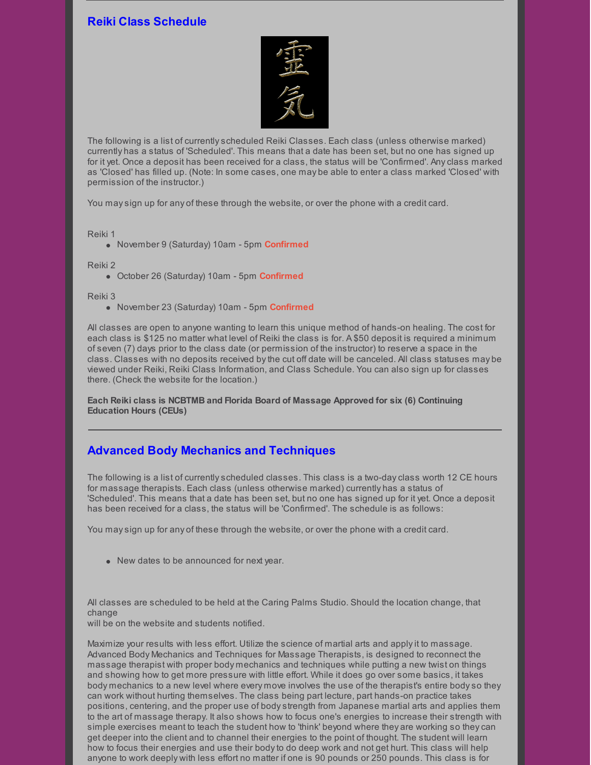## Reiki Class Schedule

The following is a list of currently scheduled Reiki Classes. Each class (unless otherwise marked) currently has a status of 'Scheduled'. This means that a date has been set, but no one has signed up for it yet. Once a deposit has been received for a class, the status will be 'Confirmed'. Any class marked as 'Closed' has filled up. (Note: In some cases, one may be able to enter a class marked 'Closed' with permission of the instructor.)

You may sign up for any of these through the website, or over the phone with a credit card.

Reiki 1

- November 9 (Saturday) 10am - 5pm **Confirmed**

Reiki 2

- October 26 (Saturday) 10am - 5pm **Confirmed**

Reiki 3

- November 23 (Saturday) 10am - 5pm **Confirmed**

All classes are open to anyone wanting to learn this unique method of hands-on healing. The cost for each class is $125 no matter what level of Reiki the class is for. A $50 deposit is required a minimum of seven (7) days prior to the class date (or permission of the instructor) to reserve a space in the class. Classes with no deposits received by the cut off date will be canceled. All class statuses may be viewed under Reiki, Reiki Class Information, and Class Schedule. You can also sign up for classes there. (Check the website for the location.)

**Each Reiki class is NCBTMB and Florida Board of Massage Approved for six (6) Continuing Education Hours (CEUs)**

---

## Advanced Body Mechanics and Techniques

The following is a list of currently scheduled classes. This class is a two-day class worth 12 CE hours for massage therapists. Each class (unless otherwise marked) currently has a status of 'Scheduled'. This means that a date has been set, but no one has signed up for it yet. Once a deposit has been received for a class, the status will be 'Confirmed'. The schedule is as follows:

You may sign up for any of these through the website, or over the phone with a credit card.

- New dates to be announced for next year.

All classes are scheduled to be held at the Caring Palms Studio. Should the location change, that change
will be on the website and students notified.

Maximize your results with less effort. Utilize the science of martial arts and apply it to massage. Advanced Body Mechanics and Techniques for Massage Therapists, is designed to reconnect the massage therapist with proper body mechanics and techniques while putting a new twist on things and showing how to get more pressure with little effort. While it does go over some basics, it takes body mechanics to a new level where every move involves the use of the therapist's entire body so they can work without hurting themselves. The class being part lecture, part hands-on practice takes positions, centering, and the proper use of body strength from Japanese martial arts and applies them to the art of massage therapy. It also shows how to focus one's energies to increase their strength with simple exercises meant to teach the student how to 'think' beyond where they are working so they can get deeper into the client and to channel their energies to the point of thought. The student will learn how to focus their energies and use their body to do deep work and not get hurt. This class will help anyone to work deeply with less effort no matter if one is 90 pounds or 250 pounds. This class is for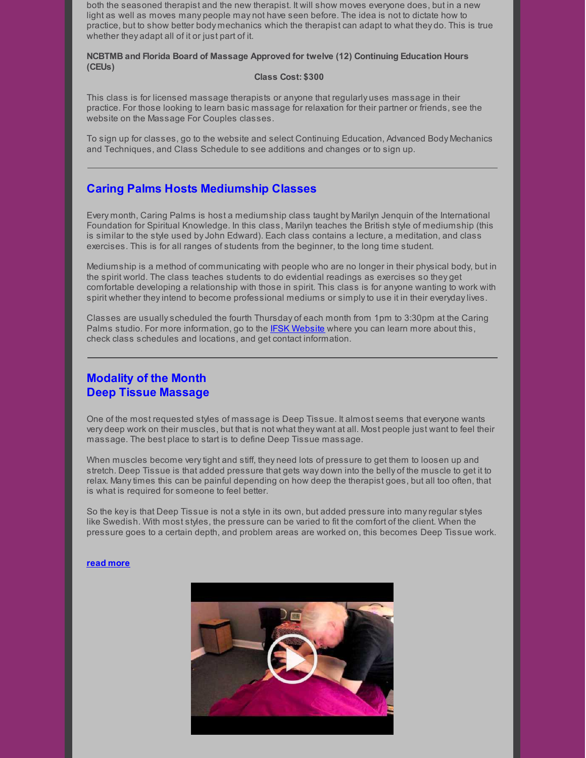both the seasoned therapist and the new therapist. It will show moves everyone does, but in a new light as well as moves many people may not have seen before. The idea is not to dictate how to practice, but to show better body mechanics which the therapist can adapt to what they do. This is true whether they adapt all of it or just part of it.

**NCBTMB and Florida Board of Massage Approved for twelve (12) Continuing Education Hours (CEUs)**

**Class Cost: $300**

This class is for licensed massage therapists or anyone that regularly uses massage in their practice. For those looking to learn basic massage for relaxation for their partner or friends, see the website on the Massage For Couples classes.

To sign up for classes, go to the website and select Continuing Education, Advanced Body Mechanics and Techniques, and Class Schedule to see additions and changes or to sign up.

---

## Caring Palms Hosts Mediumship Classes

Every month, Caring Palms is host a mediumship class taught by Marilyn Jenquin of the International Foundation for Spiritual Knowledge. In this class, Marilyn teaches the British style of mediumship (this is similar to the style used by John Edward). Each class contains a lecture, a meditation, and class exercises. This is for all ranges of students from the beginner, to the long time student.

Mediumship is a method of communicating with people who are no longer in their physical body, but in the spirit world. The class teaches students to do evidential readings as exercises so they get comfortable developing a relationship with those in spirit. This class is for anyone wanting to work with spirit whether they intend to become professional mediums or simply to use it in their everyday lives.

Classes are usually scheduled the fourth Thursday of each month from 1pm to 3:30pm at the Caring Palms studio. For more information, go to the IFSK Website where you can learn more about this, check class schedules and locations, and get contact information.

---

## Modality of the Month
## Deep Tissue Massage

One of the most requested styles of massage is Deep Tissue. It almost seems that everyone wants very deep work on their muscles, but that is not what they want at all. Most people just want to feel their massage. The best place to start is to define Deep Tissue massage.

When muscles become very tight and stiff, they need lots of pressure to get them to loosen up and stretch. Deep Tissue is that added pressure that gets way down into the belly of the muscle to get it to relax. Many times this can be painful depending on how deep the therapist goes, but all too often, that is what is required for someone to feel better.

So the key is that Deep Tissue is not a style in its own, but added pressure into many regular styles like Swedish. With most styles, the pressure can be varied to fit the comfort of the client. When the pressure goes to a certain depth, and problem areas are worked on, this becomes Deep Tissue work.

**read more**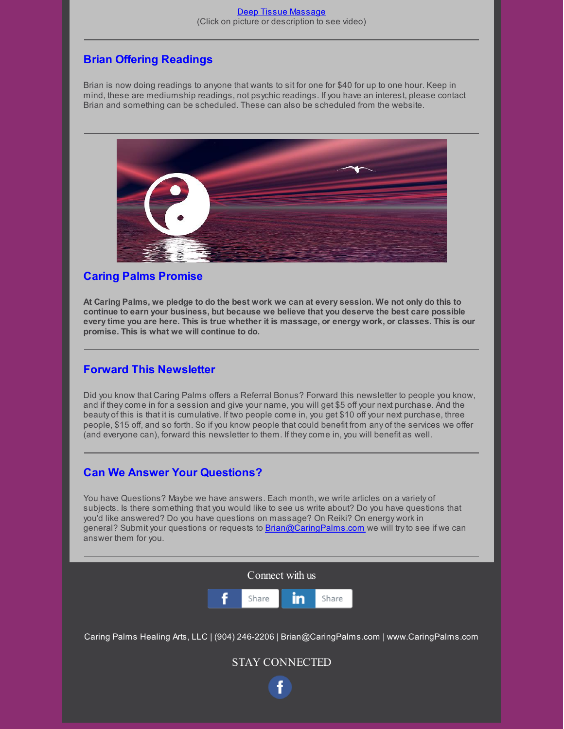[Deep Tissue Massage](#)
(Click on picture or description to see video)

---

## Brian Offering Readings

Brian is now doing readings to anyone that wants to sit for one for $40 for up to one hour. Keep in mind, these are mediumship readings, not psychic readings. If you have an interest, please contact Brian and something can be scheduled. These can also be scheduled from the website.

---

## Caring Palms Promise

**At Caring Palms, we pledge to do the best work we can at every session. We not only do this to continue to earn your business, but because we believe that you deserve the best care possible every time you are here. This is true whether it is massage, or energy work, or classes. This is our promise. This is what we will continue to do.**

---

## Forward This Newsletter

Did you know that Caring Palms offers a Referral Bonus? Forward this newsletter to people you know, and if they come in for a session and give your name, you will get $5 off your next purchase. And the beauty of this is that it is cumulative. If two people come in, you get $10 off your next purchase, three people, $15 off, and so forth. So if you know people that could benefit from any of the services we offer (and everyone can), forward this newsletter to them. If they come in, you will benefit as well.

---

## Can We Answer Your Questions?

You have Questions? Maybe we have answers. Each month, we write articles on a variety of subjects. Is there something that you would like to see us write about? Do you have questions that you'd like answered? Do you have questions on massage? On Reiki? On energy work in general? Submit your questions or requests to [Brian@CaringPalms.com](mailto:Brian@CaringPalms.com) we will try to see if we can answer them for you.

---

Connect with us

Share Share

Caring Palms Healing Arts, LLC | (904) 246-2206 | Brian@CaringPalms.com | www.CaringPalms.com

STAY CONNECTED